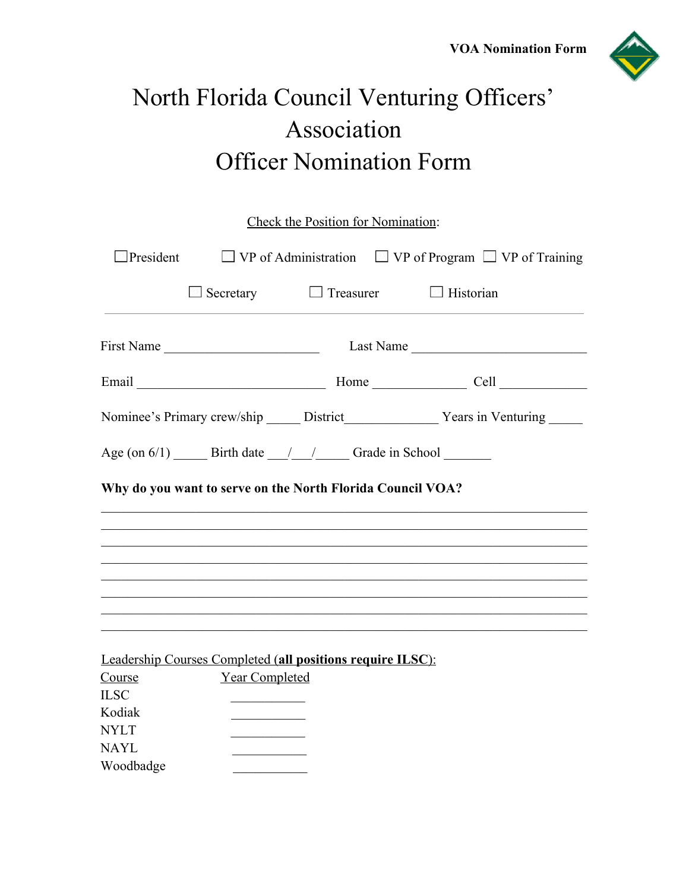**VOA Nomination Form**

# North Florida Council Venturing Officers' Association
# Officer Nomination Form

Check the Position for Nomination:

☐ President ☐ VP of Administration ☐ VP of Program ☐ VP of Training

☐ Secretary ☐ Treasurer ☐ Historian

---

First Name ______________________ Last Name ________________________

Email ___________________________ Home _____________ Cell ____________

Nominee's Primary crew/ship _____ District_____________ Years in Venturing _____

Age (on 6/1) _____ Birth date ___/___/_____ Grade in School _______

**Why do you want to serve on the North Florida Council VOA?**

______________________________________________________________________

______________________________________________________________________

______________________________________________________________________

______________________________________________________________________

______________________________________________________________________

______________________________________________________________________

______________________________________________________________________

______________________________________________________________________

Leadership Courses Completed (**all positions require ILSC**):

| Course | Year Completed |
|---|---|
| ILSC | ___________ |
| Kodiak | ___________ |
| NYLT | ___________ |
| NAYL | ___________ |
| Woodbadge | ___________ |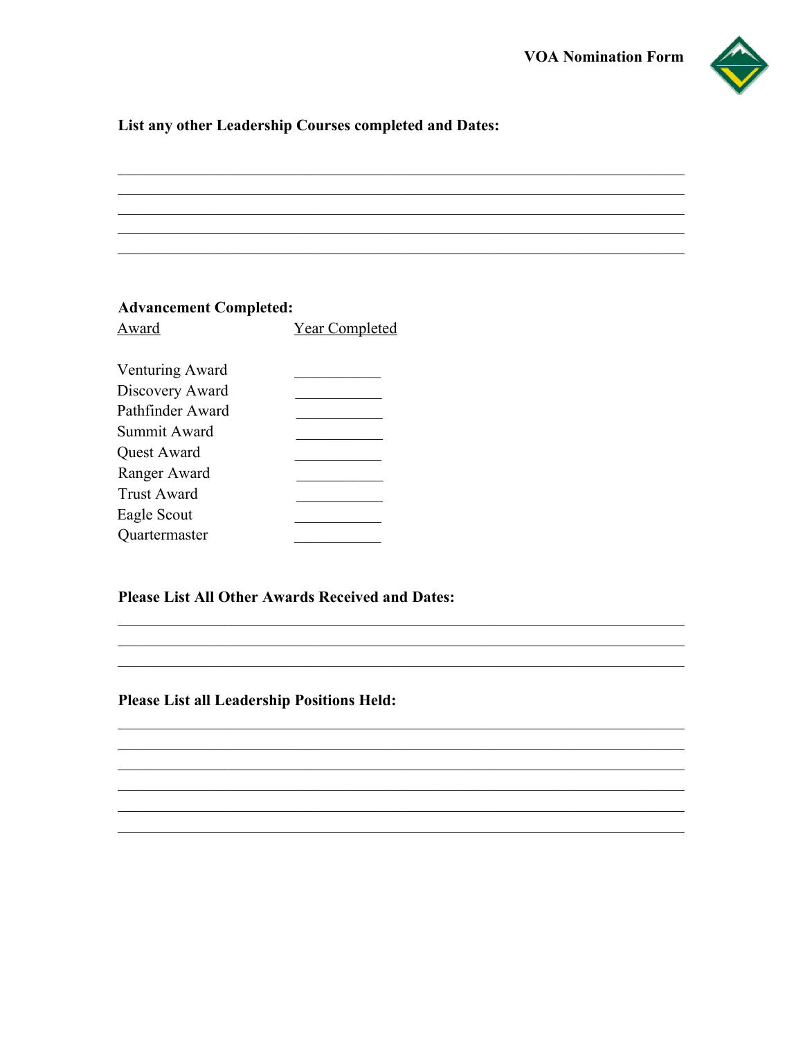**List any other Leadership Courses completed and Dates:**

\_\_\_\_\_\_\_\_\_\_\_\_\_\_\_\_\_\_\_\_\_\_\_\_\_\_\_\_\_\_\_\_\_\_\_\_\_\_\_\_\_\_\_\_\_\_\_\_\_\_\_\_\_\_\_\_\_\_\_\_

\_\_\_\_\_\_\_\_\_\_\_\_\_\_\_\_\_\_\_\_\_\_\_\_\_\_\_\_\_\_\_\_\_\_\_\_\_\_\_\_\_\_\_\_\_\_\_\_\_\_\_\_\_\_\_\_\_\_\_\_

\_\_\_\_\_\_\_\_\_\_\_\_\_\_\_\_\_\_\_\_\_\_\_\_\_\_\_\_\_\_\_\_\_\_\_\_\_\_\_\_\_\_\_\_\_\_\_\_\_\_\_\_\_\_\_\_\_\_\_\_

\_\_\_\_\_\_\_\_\_\_\_\_\_\_\_\_\_\_\_\_\_\_\_\_\_\_\_\_\_\_\_\_\_\_\_\_\_\_\_\_\_\_\_\_\_\_\_\_\_\_\_\_\_\_\_\_\_\_\_\_

\_\_\_\_\_\_\_\_\_\_\_\_\_\_\_\_\_\_\_\_\_\_\_\_\_\_\_\_\_\_\_\_\_\_\_\_\_\_\_\_\_\_\_\_\_\_\_\_\_\_\_\_\_\_\_\_\_\_\_\_

**Advancement Completed:**

| Award | Year Completed |
|---|---|
| Venturing Award | \_\_\_\_\_\_\_\_\_\_ |
| Discovery Award | \_\_\_\_\_\_\_\_\_\_ |
| Pathfinder Award | \_\_\_\_\_\_\_\_\_\_ |
| Summit Award | \_\_\_\_\_\_\_\_\_\_ |
| Quest Award | \_\_\_\_\_\_\_\_\_\_ |
| Ranger Award | \_\_\_\_\_\_\_\_\_\_ |
| Trust Award | \_\_\_\_\_\_\_\_\_\_ |
| Eagle Scout | \_\_\_\_\_\_\_\_\_\_ |
| Quartermaster | \_\_\_\_\_\_\_\_\_\_ |

**Please List All Other Awards Received and Dates:**

\_\_\_\_\_\_\_\_\_\_\_\_\_\_\_\_\_\_\_\_\_\_\_\_\_\_\_\_\_\_\_\_\_\_\_\_\_\_\_\_\_\_\_\_\_\_\_\_\_\_\_\_\_\_\_\_\_\_\_\_

\_\_\_\_\_\_\_\_\_\_\_\_\_\_\_\_\_\_\_\_\_\_\_\_\_\_\_\_\_\_\_\_\_\_\_\_\_\_\_\_\_\_\_\_\_\_\_\_\_\_\_\_\_\_\_\_\_\_\_\_

\_\_\_\_\_\_\_\_\_\_\_\_\_\_\_\_\_\_\_\_\_\_\_\_\_\_\_\_\_\_\_\_\_\_\_\_\_\_\_\_\_\_\_\_\_\_\_\_\_\_\_\_\_\_\_\_\_\_\_\_

**Please List all Leadership Positions Held:**

\_\_\_\_\_\_\_\_\_\_\_\_\_\_\_\_\_\_\_\_\_\_\_\_\_\_\_\_\_\_\_\_\_\_\_\_\_\_\_\_\_\_\_\_\_\_\_\_\_\_\_\_\_\_\_\_\_\_\_\_

\_\_\_\_\_\_\_\_\_\_\_\_\_\_\_\_\_\_\_\_\_\_\_\_\_\_\_\_\_\_\_\_\_\_\_\_\_\_\_\_\_\_\_\_\_\_\_\_\_\_\_\_\_\_\_\_\_\_\_\_

\_\_\_\_\_\_\_\_\_\_\_\_\_\_\_\_\_\_\_\_\_\_\_\_\_\_\_\_\_\_\_\_\_\_\_\_\_\_\_\_\_\_\_\_\_\_\_\_\_\_\_\_\_\_\_\_\_\_\_\_

\_\_\_\_\_\_\_\_\_\_\_\_\_\_\_\_\_\_\_\_\_\_\_\_\_\_\_\_\_\_\_\_\_\_\_\_\_\_\_\_\_\_\_\_\_\_\_\_\_\_\_\_\_\_\_\_\_\_\_\_

\_\_\_\_\_\_\_\_\_\_\_\_\_\_\_\_\_\_\_\_\_\_\_\_\_\_\_\_\_\_\_\_\_\_\_\_\_\_\_\_\_\_\_\_\_\_\_\_\_\_\_\_\_\_\_\_\_\_\_\_

\_\_\_\_\_\_\_\_\_\_\_\_\_\_\_\_\_\_\_\_\_\_\_\_\_\_\_\_\_\_\_\_\_\_\_\_\_\_\_\_\_\_\_\_\_\_\_\_\_\_\_\_\_\_\_\_\_\_\_\_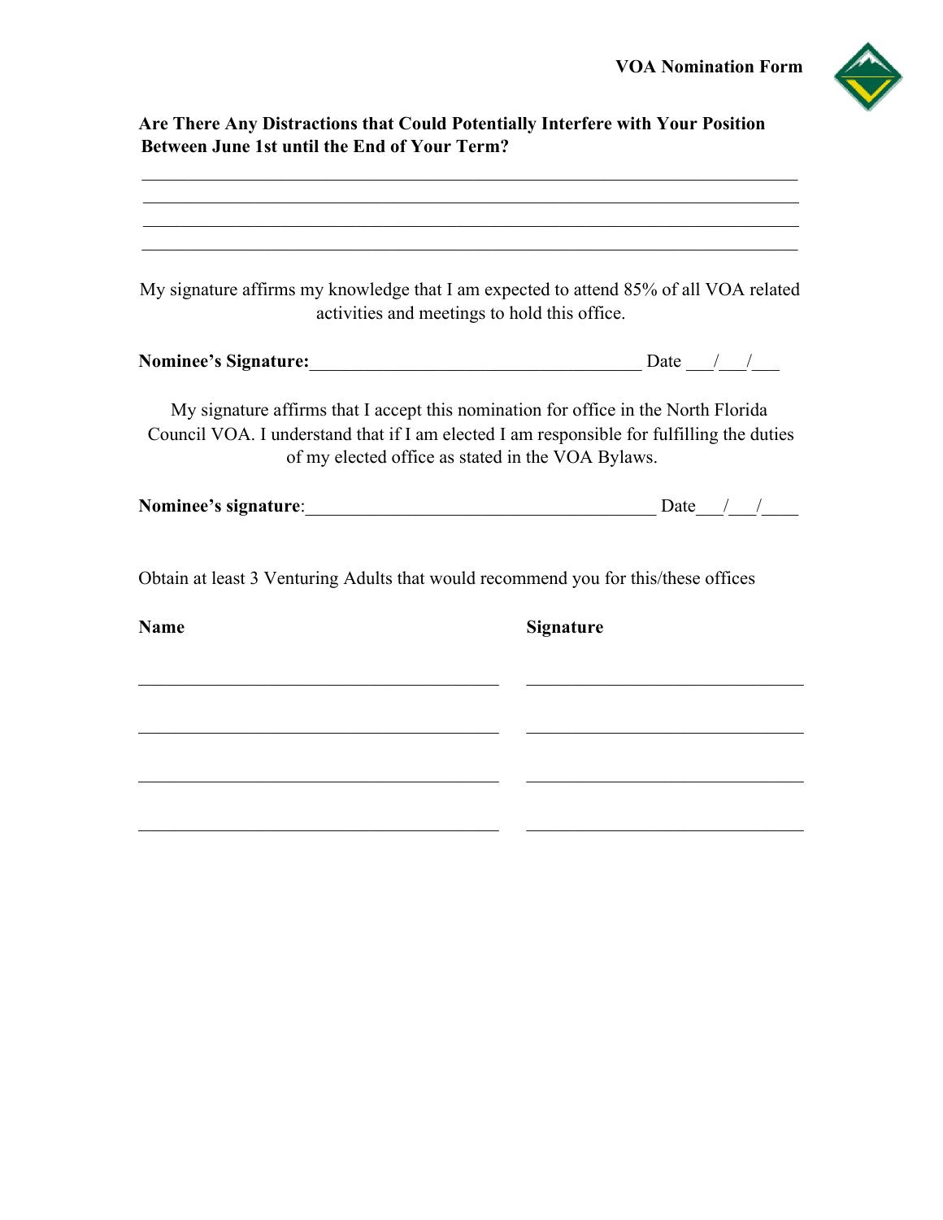**VOA Nomination Form**

**Are There Any Distractions that Could Potentially Interfere with Your Position Between June 1st until the End of Your Term?**

\_\_\_\_\_\_\_\_\_\_\_\_\_\_\_\_\_\_\_\_\_\_\_\_\_\_\_\_\_\_\_\_\_\_\_\_\_\_\_\_\_\_\_\_\_\_\_\_\_\_\_\_\_\_\_\_\_\_\_\_\_\_\_\_\_\_\_\_\_\_
\_\_\_\_\_\_\_\_\_\_\_\_\_\_\_\_\_\_\_\_\_\_\_\_\_\_\_\_\_\_\_\_\_\_\_\_\_\_\_\_\_\_\_\_\_\_\_\_\_\_\_\_\_\_\_\_\_\_\_\_\_\_\_\_\_\_\_\_\_\_
\_\_\_\_\_\_\_\_\_\_\_\_\_\_\_\_\_\_\_\_\_\_\_\_\_\_\_\_\_\_\_\_\_\_\_\_\_\_\_\_\_\_\_\_\_\_\_\_\_\_\_\_\_\_\_\_\_\_\_\_\_\_\_\_\_\_\_\_\_\_
\_\_\_\_\_\_\_\_\_\_\_\_\_\_\_\_\_\_\_\_\_\_\_\_\_\_\_\_\_\_\_\_\_\_\_\_\_\_\_\_\_\_\_\_\_\_\_\_\_\_\_\_\_\_\_\_\_\_\_\_\_\_\_\_\_\_\_\_\_\_

My signature affirms my knowledge that I am expected to attend 85% of all VOA related activities and meetings to hold this office.

**Nominee's Signature:**\_\_\_\_\_\_\_\_\_\_\_\_\_\_\_\_\_\_\_\_\_\_\_\_\_\_\_\_\_\_\_\_\_\_\_\_ Date \_\_\_/\_\_\_/\_\_\_

My signature affirms that I accept this nomination for office in the North Florida Council VOA. I understand that if I am elected I am responsible for fulfilling the duties of my elected office as stated in the VOA Bylaws.

**Nominee's signature**:\_\_\_\_\_\_\_\_\_\_\_\_\_\_\_\_\_\_\_\_\_\_\_\_\_\_\_\_\_\_\_\_\_\_\_\_\_\_ Date\_\_\_/\_\_\_/\_\_\_\_

Obtain at least 3 Venturing Adults that would recommend you for this/these offices

| **Name** | **Signature** |
|---|---|
| | |
| | |
| | |
| | |